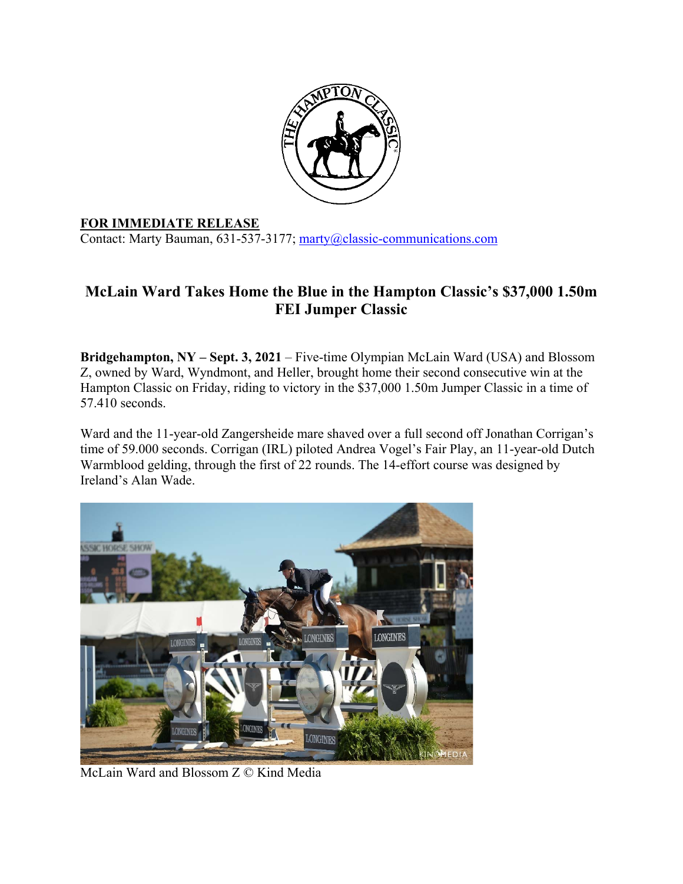**FOR IMMEDIATE RELEASE**
Contact: Marty Bauman, 631-537-3177; marty@classic-communications.com

## McLain Ward Takes Home the Blue in the Hampton Classic's $37,000 1.50m FEI Jumper Classic

**Bridgehampton, NY – Sept. 3, 2021** – Five-time Olympian McLain Ward (USA) and Blossom Z, owned by Ward, Wyndmont, and Heller, brought home their second consecutive win at the Hampton Classic on Friday, riding to victory in the $37,000 1.50m Jumper Classic in a time of 57.410 seconds.

Ward and the 11-year-old Zangersheide mare shaved over a full second off Jonathan Corrigan's time of 59.000 seconds. Corrigan (IRL) piloted Andrea Vogel's Fair Play, an 11-year-old Dutch Warmblood gelding, through the first of 22 rounds. The 14-effort course was designed by Ireland's Alan Wade.

McLain Ward and Blossom Z © Kind Media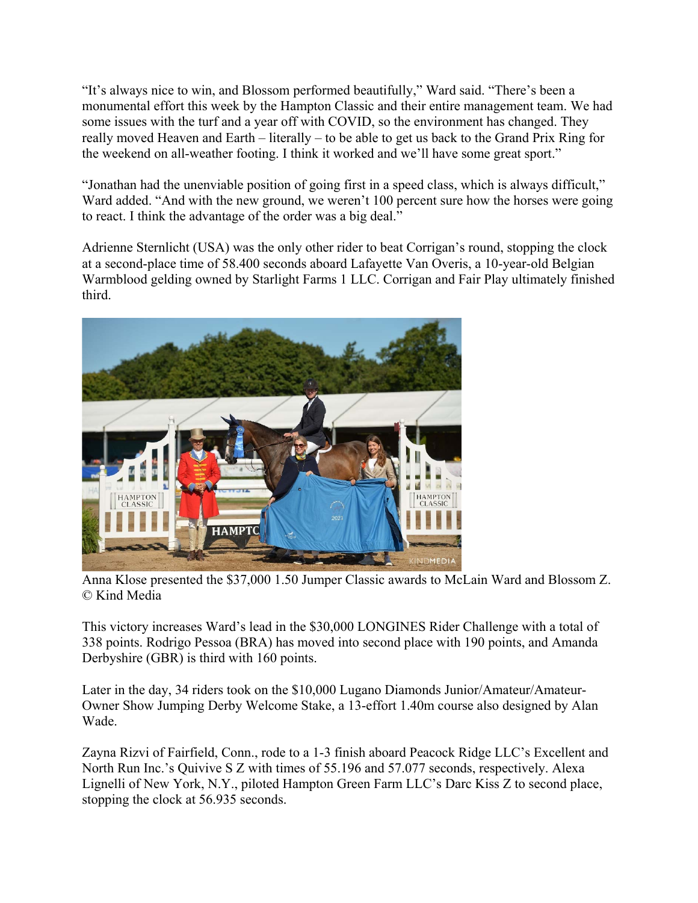"It's always nice to win, and Blossom performed beautifully," Ward said. "There's been a monumental effort this week by the Hampton Classic and their entire management team. We had some issues with the turf and a year off with COVID, so the environment has changed. They really moved Heaven and Earth – literally – to be able to get us back to the Grand Prix Ring for the weekend on all-weather footing. I think it worked and we'll have some great sport."

"Jonathan had the unenviable position of going first in a speed class, which is always difficult," Ward added. "And with the new ground, we weren't 100 percent sure how the horses were going to react. I think the advantage of the order was a big deal."

Adrienne Sternlicht (USA) was the only other rider to beat Corrigan's round, stopping the clock at a second-place time of 58.400 seconds aboard Lafayette Van Overis, a 10-year-old Belgian Warmblood gelding owned by Starlight Farms 1 LLC. Corrigan and Fair Play ultimately finished third.

Anna Klose presented the $37,000 1.50 Jumper Classic awards to McLain Ward and Blossom Z. © Kind Media

This victory increases Ward's lead in the $30,000 LONGINES Rider Challenge with a total of 338 points. Rodrigo Pessoa (BRA) has moved into second place with 190 points, and Amanda Derbyshire (GBR) is third with 160 points.

Later in the day, 34 riders took on the $10,000 Lugano Diamonds Junior/Amateur/Amateur-Owner Show Jumping Derby Welcome Stake, a 13-effort 1.40m course also designed by Alan Wade.

Zayna Rizvi of Fairfield, Conn., rode to a 1-3 finish aboard Peacock Ridge LLC's Excellent and North Run Inc.'s Quivive S Z with times of 55.196 and 57.077 seconds, respectively. Alexa Lignelli of New York, N.Y., piloted Hampton Green Farm LLC's Darc Kiss Z to second place, stopping the clock at 56.935 seconds.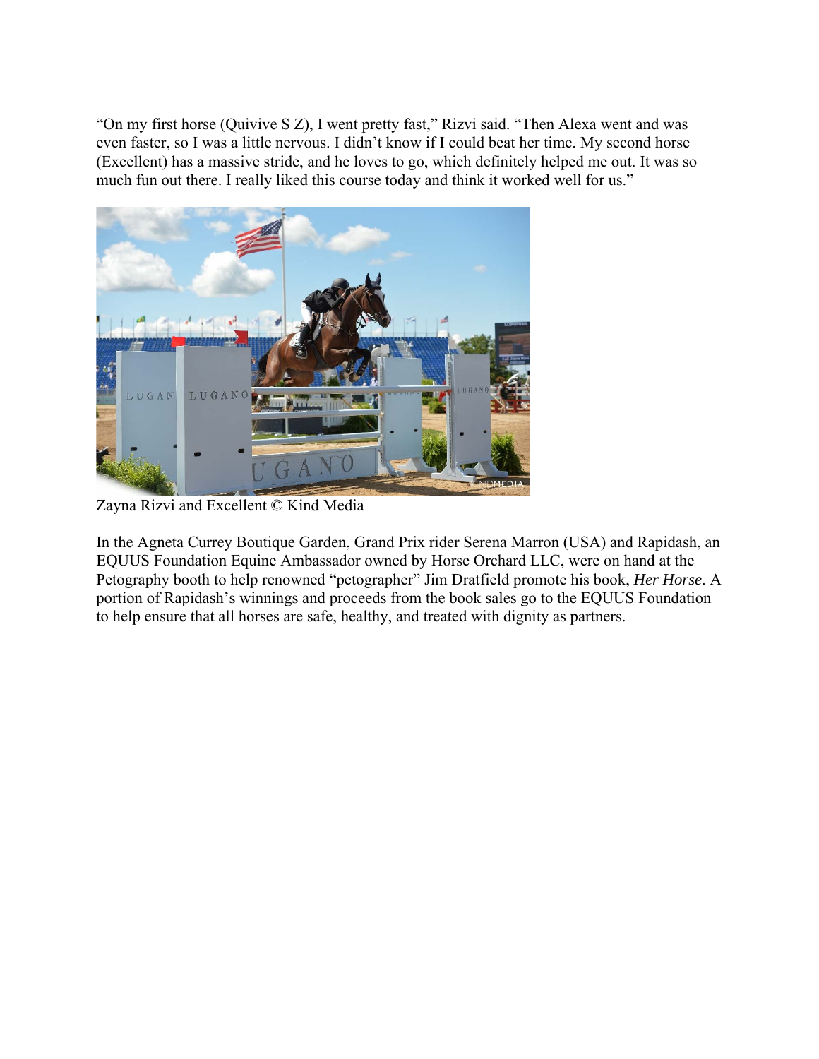"On my first horse (Quivive S Z), I went pretty fast," Rizvi said. "Then Alexa went and was even faster, so I was a little nervous. I didn't know if I could beat her time. My second horse (Excellent) has a massive stride, and he loves to go, which definitely helped me out. It was so much fun out there. I really liked this course today and think it worked well for us."

Zayna Rizvi and Excellent © Kind Media

In the Agneta Currey Boutique Garden, Grand Prix rider Serena Marron (USA) and Rapidash, an EQUUS Foundation Equine Ambassador owned by Horse Orchard LLC, were on hand at the Petography booth to help renowned "petographer" Jim Dratfield promote his book, *Her Horse*. A portion of Rapidash's winnings and proceeds from the book sales go to the EQUUS Foundation to help ensure that all horses are safe, healthy, and treated with dignity as partners.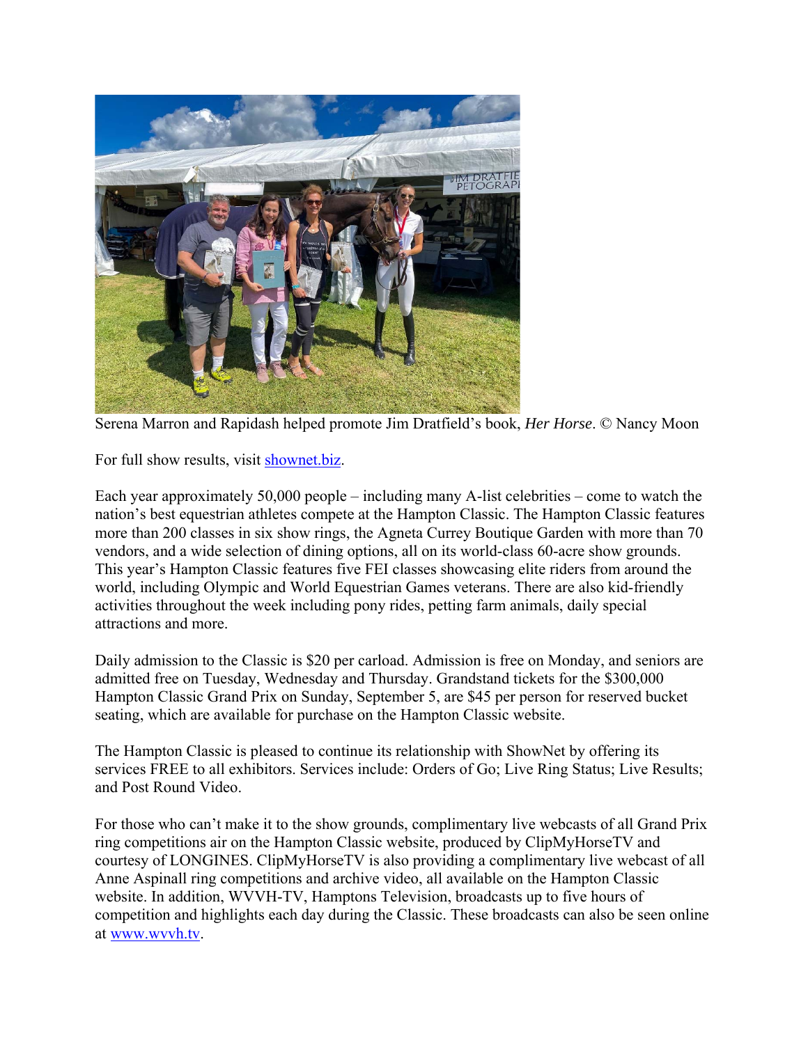Serena Marron and Rapidash helped promote Jim Dratfield's book, *Her Horse*. © Nancy Moon

For full show results, visit [showafter.biz](shownet.biz).

Each year approximately 50,000 people – including many A-list celebrities – come to watch the nation's best equestrian athletes compete at the Hampton Classic. The Hampton Classic features more than 200 classes in six show rings, the Agneta Currey Boutique Garden with more than 70 vendors, and a wide selection of dining options, all on its world-class 60-acre show grounds. This year's Hampton Classic features five FEI classes showcasing elite riders from around the world, including Olympic and World Equestrian Games veterans. There are also kid-friendly activities throughout the week including pony rides, petting farm animals, daily special attractions and more.

Daily admission to the Classic is $20 per carload. Admission is free on Monday, and seniors are admitted free on Tuesday, Wednesday and Thursday. Grandstand tickets for the $300,000 Hampton Classic Grand Prix on Sunday, September 5, are $45 per person for reserved bucket seating, which are available for purchase on the Hampton Classic website.

The Hampton Classic is pleased to continue its relationship with ShowNet by offering its services FREE to all exhibitors. Services include: Orders of Go; Live Ring Status; Live Results; and Post Round Video.

For those who can't make it to the show grounds, complimentary live webcasts of all Grand Prix ring competitions air on the Hampton Classic website, produced by ClipMyHorseTV and courtesy of LONGINES. ClipMyHorseTV is also providing a complimentary live webcast of all Anne Aspinall ring competitions and archive video, all available on the Hampton Classic website. In addition, WVVH-TV, Hamptons Television, broadcasts up to five hours of competition and highlights each day during the Classic. These broadcasts can also be seen online at [www.wvvh.tv](www.wvvh.tv).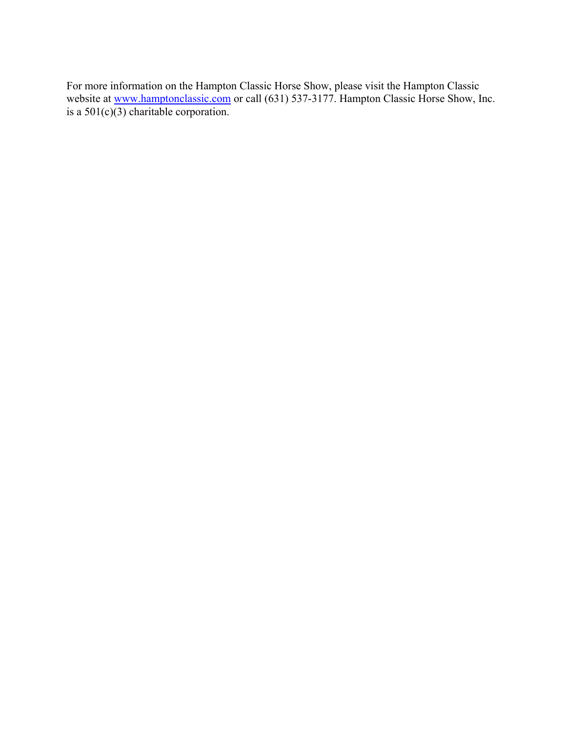For more information on the Hampton Classic Horse Show, please visit the Hampton Classic website at [www.hamptonclassic.com](http://www.hamptonclassic.com) or call (631) 537-3177. Hampton Classic Horse Show, Inc. is a 501(c)(3) charitable corporation.